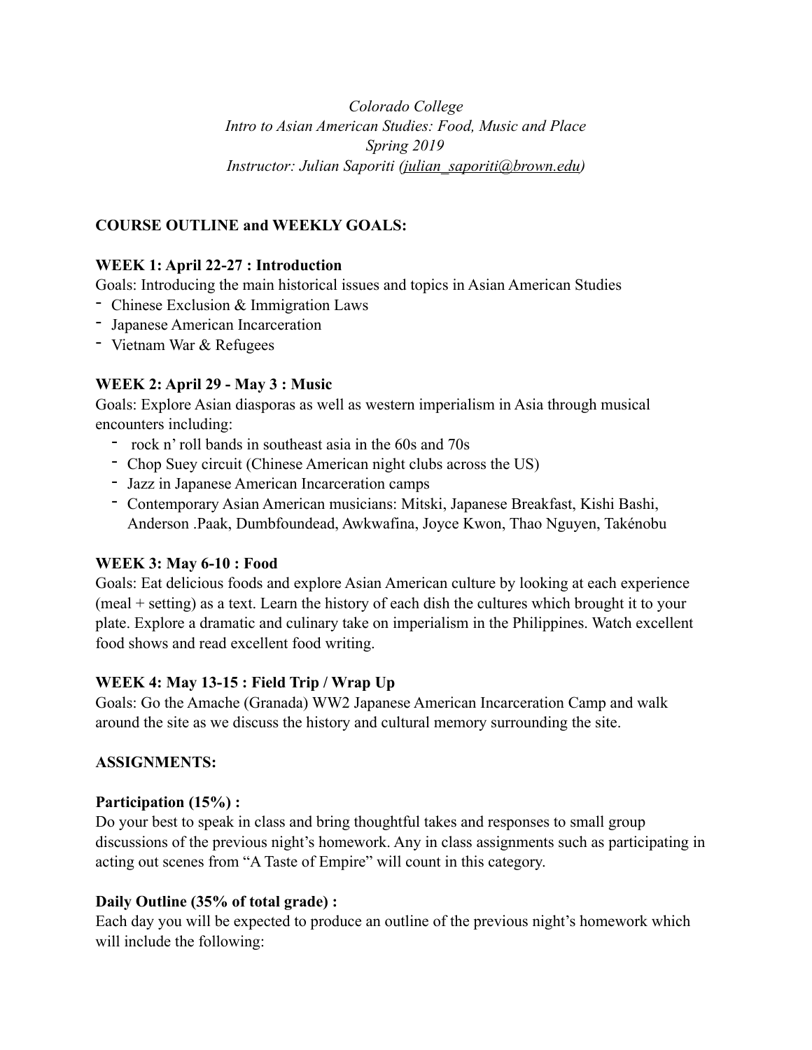*Colorado College*
*Intro to Asian American Studies: Food, Music and Place*
*Spring 2019*
*Instructor: Julian Saporiti (julian_saporiti@brown.edu)*

**COURSE OUTLINE and WEEKLY GOALS:**

**WEEK 1: April 22-27 : Introduction**

Goals: Introducing the main historical issues and topics in Asian American Studies

- Chinese Exclusion & Immigration Laws
- Japanese American Incarceration
- Vietnam War & Refugees

**WEEK 2: April 29 - May 3 : Music**

Goals: Explore Asian diasporas as well as western imperialism in Asia through musical encounters including:

- rock n' roll bands in southeast asia in the 60s and 70s
- Chop Suey circuit (Chinese American night clubs across the US)
- Jazz in Japanese American Incarceration camps
- Contemporary Asian American musicians: Mitski, Japanese Breakfast, Kishi Bashi, Anderson .Paak, Dumbfoundead, Awkwafina, Joyce Kwon, Thao Nguyen, Takénobu

**WEEK 3: May 6-10 : Food**

Goals: Eat delicious foods and explore Asian American culture by looking at each experience (meal + setting) as a text. Learn the history of each dish the cultures which brought it to your plate. Explore a dramatic and culinary take on imperialism in the Philippines. Watch excellent food shows and read excellent food writing.

**WEEK 4: May 13-15 : Field Trip / Wrap Up**

Goals: Go the Amache (Granada) WW2 Japanese American Incarceration Camp and walk around the site as we discuss the history and cultural memory surrounding the site.

**ASSIGNMENTS:**

**Participation (15%) :**

Do your best to speak in class and bring thoughtful takes and responses to small group discussions of the previous night's homework. Any in class assignments such as participating in acting out scenes from "A Taste of Empire" will count in this category.

**Daily Outline (35% of total grade) :**

Each day you will be expected to produce an outline of the previous night's homework which will include the following: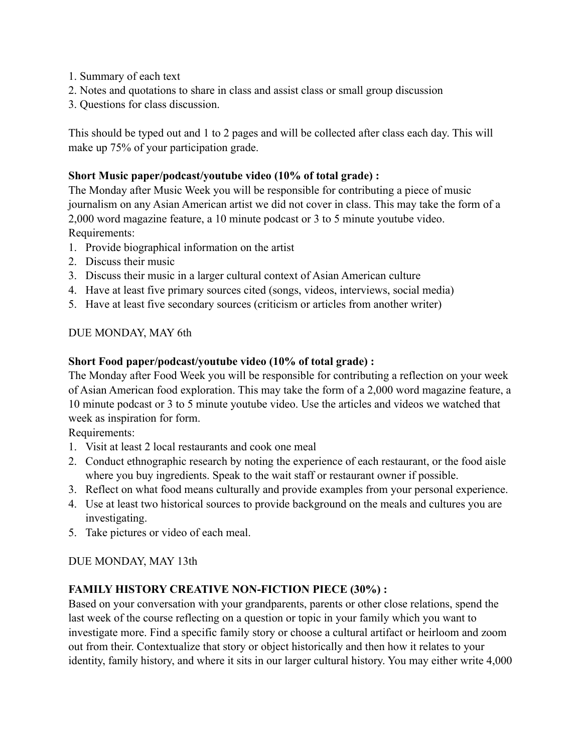1. Summary of each text
2. Notes and quotations to share in class and assist class or small group discussion
3. Questions for class discussion.

This should be typed out and 1 to 2 pages and will be collected after class each day. This will make up 75% of your participation grade.

**Short Music paper/podcast/youtube video (10% of total grade) :**
The Monday after Music Week you will be responsible for contributing a piece of music journalism on any Asian American artist we did not cover in class. This may take the form of a 2,000 word magazine feature, a 10 minute podcast or 3 to 5 minute youtube video.
Requirements:

1. Provide biographical information on the artist
2. Discuss their music
3. Discuss their music in a larger cultural context of Asian American culture
4. Have at least five primary sources cited (songs, videos, interviews, social media)
5. Have at least five secondary sources (criticism or articles from another writer)

DUE MONDAY, MAY 6th

**Short Food paper/podcast/youtube video (10% of total grade) :**
The Monday after Food Week you will be responsible for contributing a reflection on your week of Asian American food exploration. This may take the form of a 2,000 word magazine feature, a 10 minute podcast or 3 to 5 minute youtube video. Use the articles and videos we watched that week as inspiration for form.
Requirements:

1. Visit at least 2 local restaurants and cook one meal
2. Conduct ethnographic research by noting the experience of each restaurant, or the food aisle where you buy ingredients. Speak to the wait staff or restaurant owner if possible.
3. Reflect on what food means culturally and provide examples from your personal experience.
4. Use at least two historical sources to provide background on the meals and cultures you are investigating.
5. Take pictures or video of each meal.

DUE MONDAY, MAY 13th

**FAMILY HISTORY CREATIVE NON-FICTION PIECE (30%) :**
Based on your conversation with your grandparents, parents or other close relations, spend the last week of the course reflecting on a question or topic in your family which you want to investigate more. Find a specific family story or choose a cultural artifact or heirloom and zoom out from their. Contextualize that story or object historically and then how it relates to your identity, family history, and where it sits in our larger cultural history. You may either write 4,000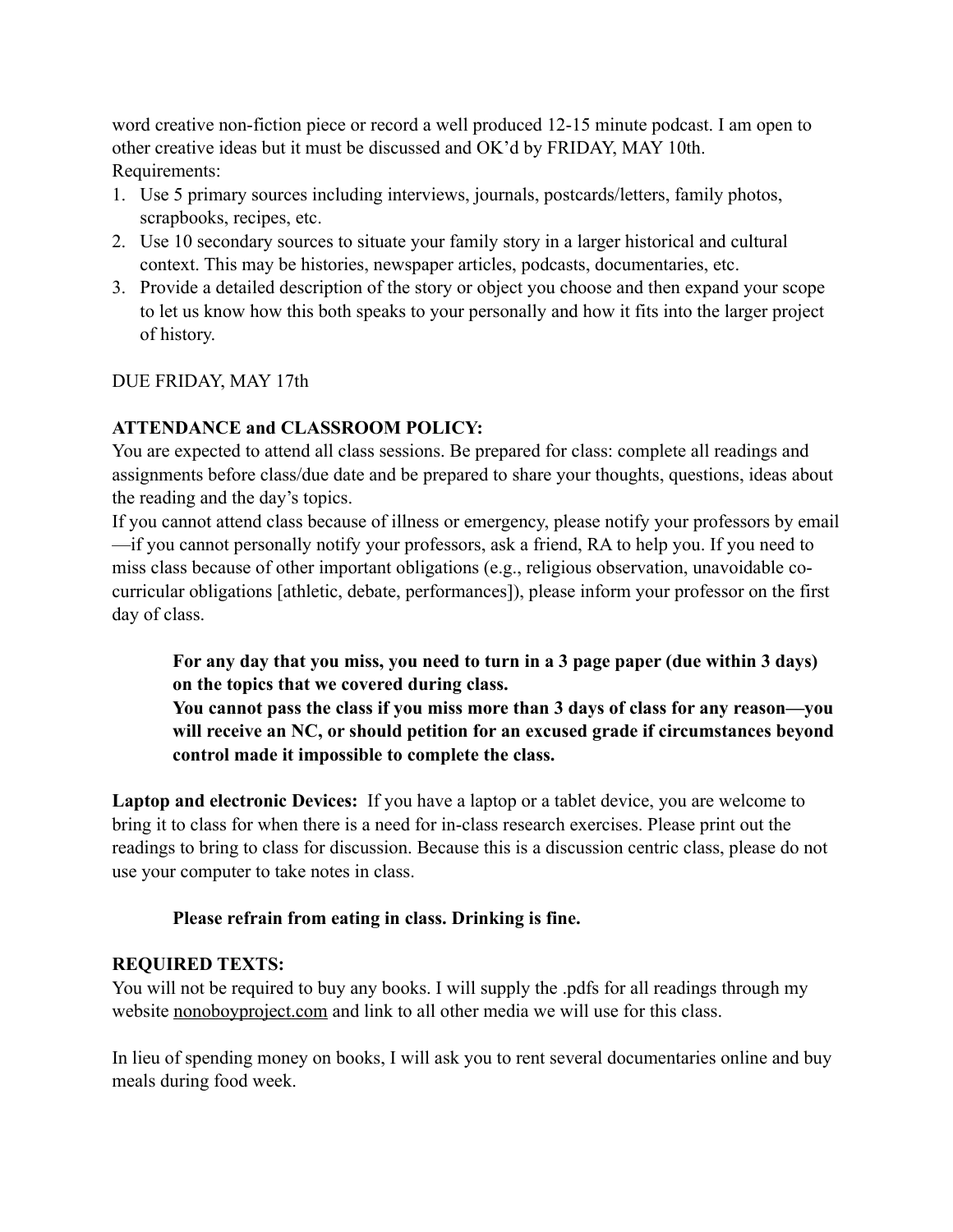word creative non-fiction piece or record a well produced 12-15 minute podcast. I am open to other creative ideas but it must be discussed and OK'd by FRIDAY, MAY 10th.
Requirements:

1. Use 5 primary sources including interviews, journals, postcards/letters, family photos, scrapbooks, recipes, etc.
2. Use 10 secondary sources to situate your family story in a larger historical and cultural context. This may be histories, newspaper articles, podcasts, documentaries, etc.
3. Provide a detailed description of the story or object you choose and then expand your scope to let us know how this both speaks to your personally and how it fits into the larger project of history.

DUE FRIDAY, MAY 17th

**ATTENDANCE and CLASSROOM POLICY:**
You are expected to attend all class sessions. Be prepared for class: complete all readings and assignments before class/due date and be prepared to share your thoughts, questions, ideas about the reading and the day's topics.
If you cannot attend class because of illness or emergency, please notify your professors by email—if you cannot personally notify your professors, ask a friend, RA to help you. If you need to miss class because of other important obligations (e.g., religious observation, unavoidable co-curricular obligations [athletic, debate, performances]), please inform your professor on the first day of class.

> **For any day that you miss, you need to turn in a 3 page paper (due within 3 days) on the topics that we covered during class.**
> **You cannot pass the class if you miss more than 3 days of class for any reason—you will receive an NC, or should petition for an excused grade if circumstances beyond control made it impossible to complete the class.**

**Laptop and electronic Devices:** If you have a laptop or a tablet device, you are welcome to bring it to class for when there is a need for in-class research exercises. Please print out the readings to bring to class for discussion. Because this is a discussion centric class, please do not use your computer to take notes in class.

> **Please refrain from eating in class. Drinking is fine.**

**REQUIRED TEXTS:**
You will not be required to buy any books. I will supply the .pdfs for all readings through my website nonoboyproject.com and link to all other media we will use for this class.

In lieu of spending money on books, I will ask you to rent several documentaries online and buy meals during food week.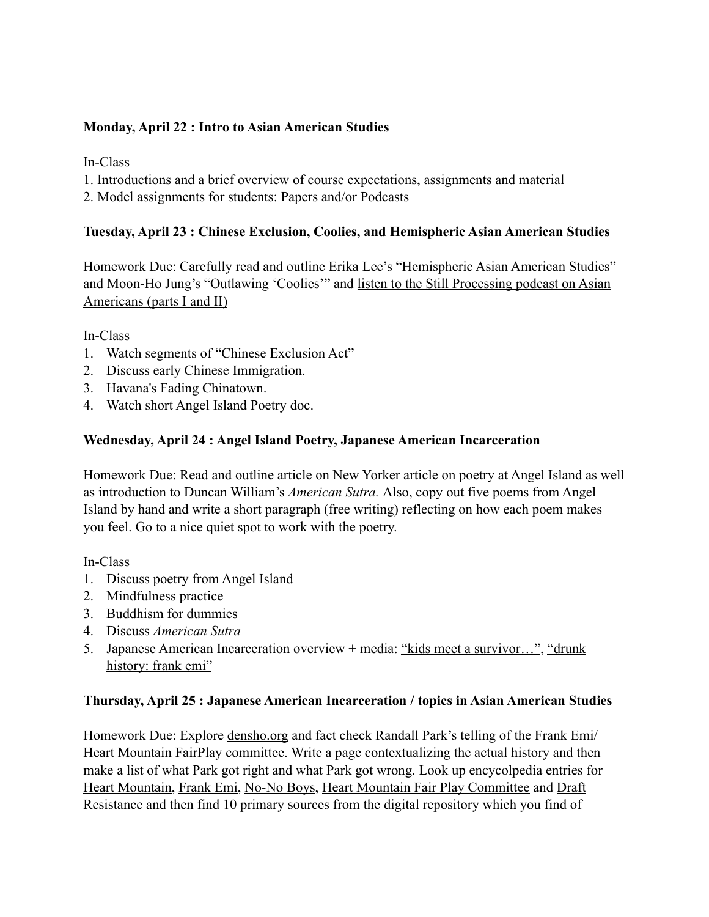**Monday, April 22 : Intro to Asian American Studies**

In-Class
1. Introductions and a brief overview of course expectations, assignments and material
2. Model assignments for students: Papers and/or Podcasts

**Tuesday, April 23 : Chinese Exclusion, Coolies, and Hemispheric Asian American Studies**

Homework Due: Carefully read and outline Erika Lee's "Hemispheric Asian American Studies" and Moon-Ho Jung's "Outlawing 'Coolies'" and listen to the Still Processing podcast on Asian Americans (parts I and II)

In-Class
1. Watch segments of "Chinese Exclusion Act"
2. Discuss early Chinese Immigration.
3. Havana's Fading Chinatown.
4. Watch short Angel Island Poetry doc.

**Wednesday, April 24 : Angel Island Poetry, Japanese American Incarceration**

Homework Due: Read and outline article on New Yorker article on poetry at Angel Island as well as introduction to Duncan William's *American Sutra.* Also, copy out five poems from Angel Island by hand and write a short paragraph (free writing) reflecting on how each poem makes you feel. Go to a nice quiet spot to work with the poetry.

In-Class
1. Discuss poetry from Angel Island
2. Mindfulness practice
3. Buddhism for dummies
4. Discuss *American Sutra*
5. Japanese American Incarceration overview + media: "kids meet a survivor…", "drunk history: frank emi"

**Thursday, April 25 : Japanese American Incarceration / topics in Asian American Studies**

Homework Due: Explore densho.org and fact check Randall Park's telling of the Frank Emi/ Heart Mountain FairPlay committee. Write a page contextualizing the actual history and then make a list of what Park got right and what Park got wrong. Look up encycolpedia entries for Heart Mountain, Frank Emi, No-No Boys, Heart Mountain Fair Play Committee and Draft Resistance and then find 10 primary sources from the digital repository which you find of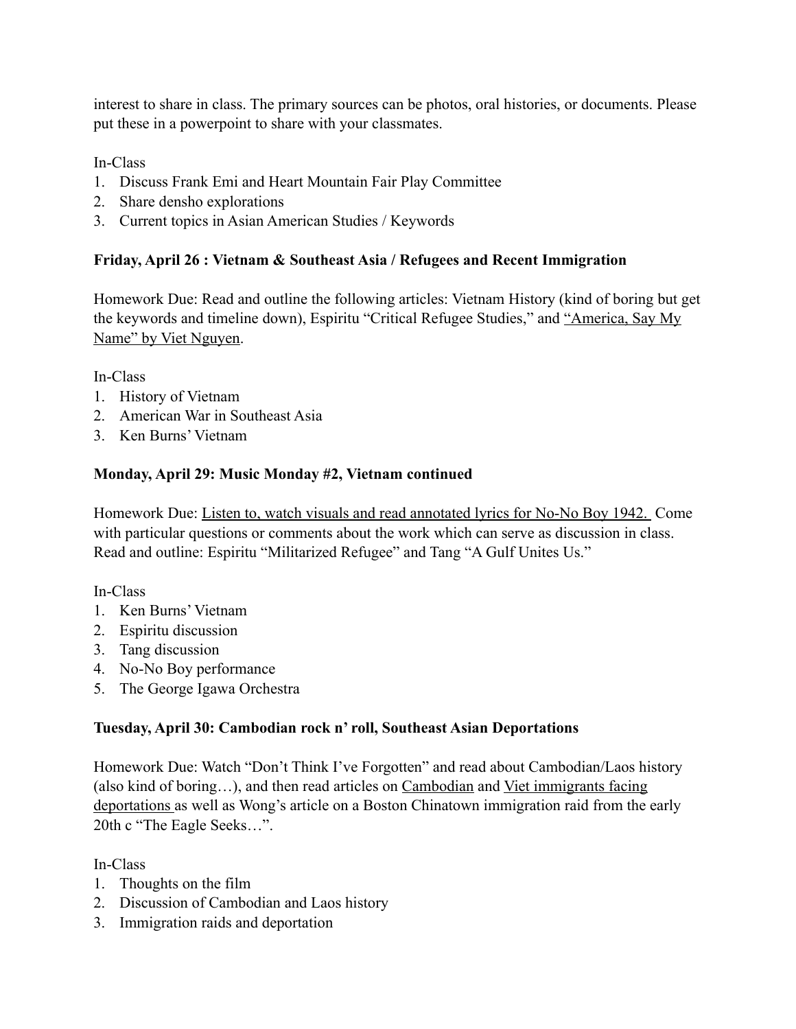interest to share in class. The primary sources can be photos, oral histories, or documents. Please put these in a powerpoint to share with your classmates.

In-Class
1. Discuss Frank Emi and Heart Mountain Fair Play Committee
2. Share densho explorations
3. Current topics in Asian American Studies / Keywords

**Friday, April 26 : Vietnam & Southeast Asia / Refugees and Recent Immigration**

Homework Due: Read and outline the following articles: Vietnam History (kind of boring but get the keywords and timeline down), Espiritu "Critical Refugee Studies," and "America, Say My Name" by Viet Nguyen.

In-Class
1. History of Vietnam
2. American War in Southeast Asia
3. Ken Burns' Vietnam

**Monday, April 29: Music Monday #2, Vietnam continued**

Homework Due: Listen to, watch visuals and read annotated lyrics for No-No Boy 1942. Come with particular questions or comments about the work which can serve as discussion in class. Read and outline: Espiritu "Militarized Refugee" and Tang "A Gulf Unites Us."

In-Class
1. Ken Burns' Vietnam
2. Espiritu discussion
3. Tang discussion
4. No-No Boy performance
5. The George Igawa Orchestra

**Tuesday, April 30: Cambodian rock n' roll, Southeast Asian Deportations**

Homework Due: Watch "Don't Think I've Forgotten" and read about Cambodian/Laos history (also kind of boring…), and then read articles on Cambodian and Viet immigrants facing deportations as well as Wong's article on a Boston Chinatown immigration raid from the early 20th c "The Eagle Seeks…".

In-Class
1. Thoughts on the film
2. Discussion of Cambodian and Laos history
3. Immigration raids and deportation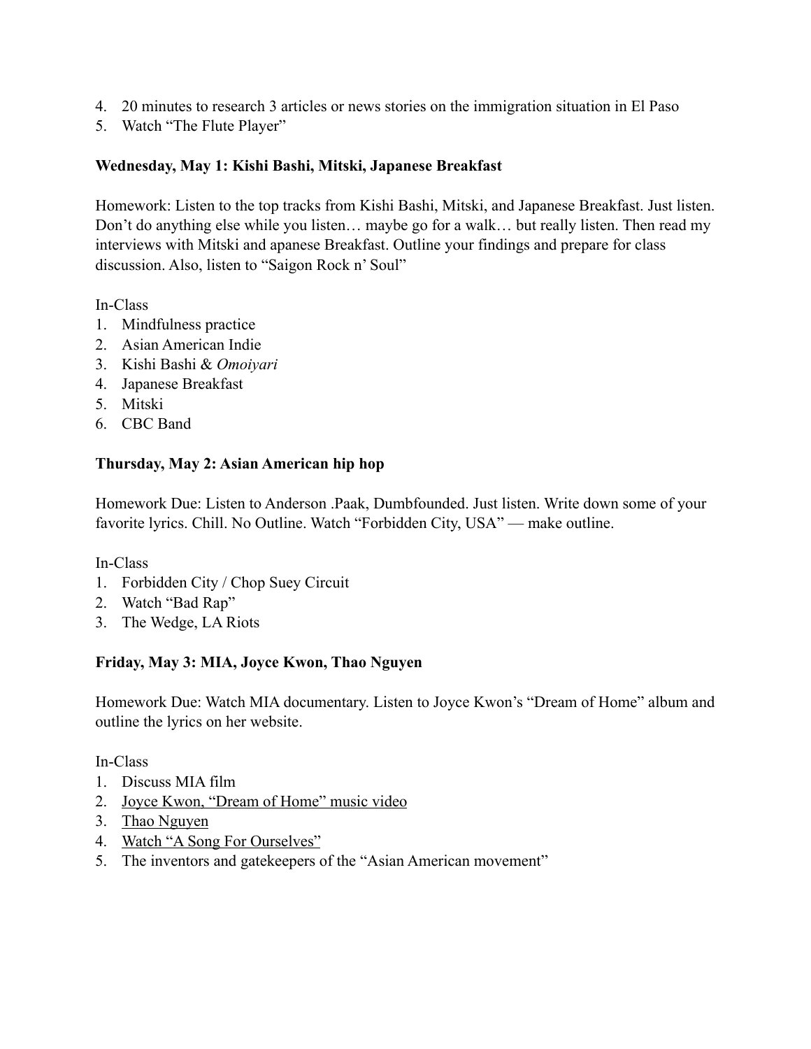4. 20 minutes to research 3 articles or news stories on the immigration situation in El Paso
5. Watch "The Flute Player"

**Wednesday, May 1: Kishi Bashi, Mitski, Japanese Breakfast**

Homework: Listen to the top tracks from Kishi Bashi, Mitski, and Japanese Breakfast. Just listen. Don't do anything else while you listen… maybe go for a walk… but really listen. Then read my interviews with Mitski and apanese Breakfast. Outline your findings and prepare for class discussion. Also, listen to "Saigon Rock n' Soul"

In-Class
1. Mindfulness practice
2. Asian American Indie
3. Kishi Bashi & *Omoiyari*
4. Japanese Breakfast
5. Mitski
6. CBC Band

**Thursday, May 2: Asian American hip hop**

Homework Due: Listen to Anderson .Paak, Dumbfounded. Just listen. Write down some of your favorite lyrics. Chill. No Outline. Watch "Forbidden City, USA" — make outline.

In-Class
1. Forbidden City / Chop Suey Circuit
2. Watch "Bad Rap"
3. The Wedge, LA Riots

**Friday, May 3: MIA, Joyce Kwon, Thao Nguyen**

Homework Due: Watch MIA documentary. Listen to Joyce Kwon's "Dream of Home" album and outline the lyrics on her website.

In-Class
1. Discuss MIA film
2. Joyce Kwon, "Dream of Home" music video
3. Thao Nguyen
4. Watch "A Song For Ourselves"
5. The inventors and gatekeepers of the "Asian American movement"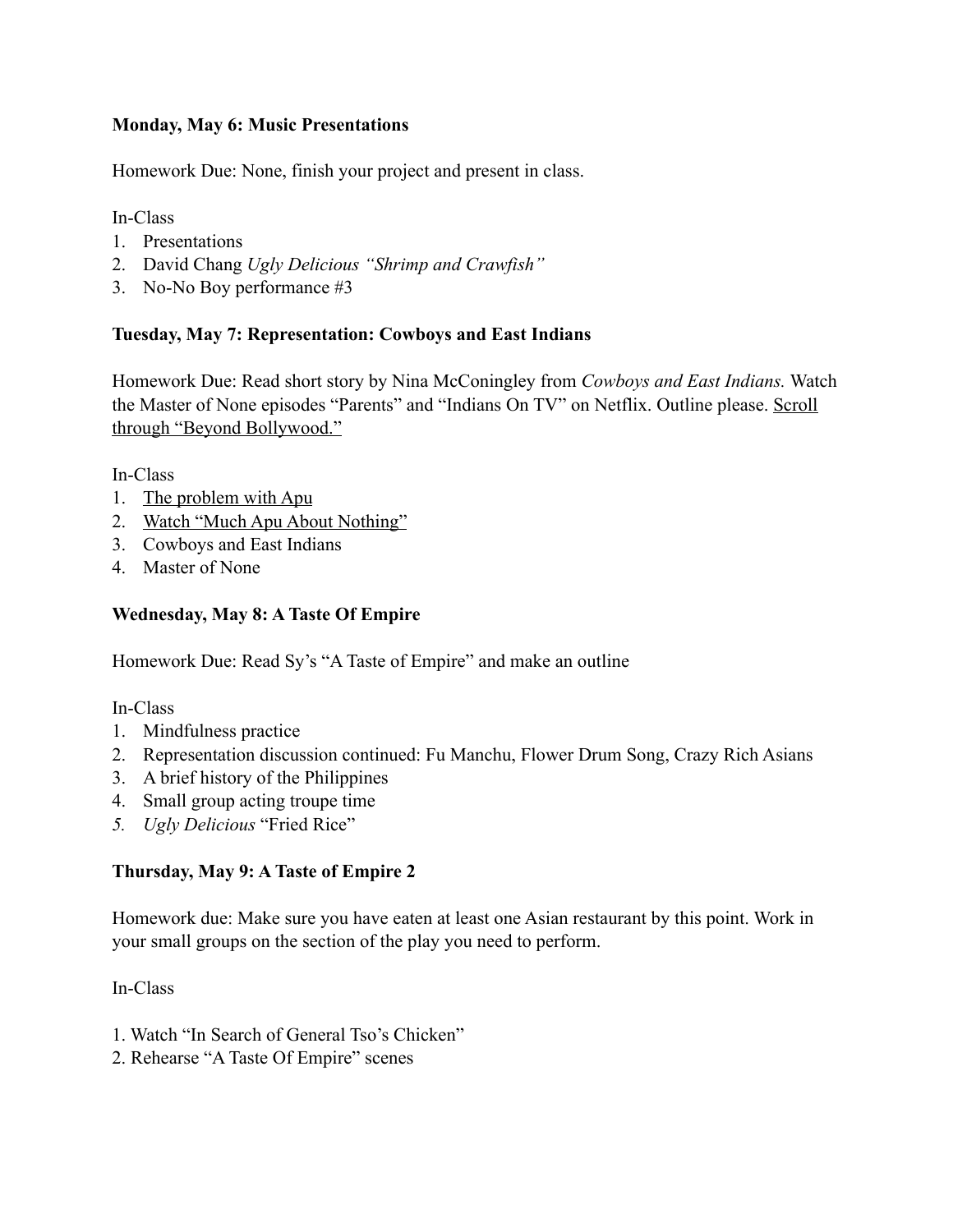**Monday, May 6: Music Presentations**

Homework Due: None, finish your project and present in class.

In-Class

1. Presentations
2. David Chang *Ugly Delicious "Shrimp and Crawfish"*
3. No-No Boy performance #3

**Tuesday, May 7: Representation: Cowboys and East Indians**

Homework Due: Read short story by Nina McConingley from *Cowboys and East Indians.* Watch the Master of None episodes "Parents" and "Indians On TV" on Netflix. Outline please. Scroll through "Beyond Bollywood."

In-Class

1. The problem with Apu
2. Watch "Much Apu About Nothing"
3. Cowboys and East Indians
4. Master of None

**Wednesday, May 8: A Taste Of Empire**

Homework Due: Read Sy's "A Taste of Empire" and make an outline

In-Class

1. Mindfulness practice
2. Representation discussion continued: Fu Manchu, Flower Drum Song, Crazy Rich Asians
3. A brief history of the Philippines
4. Small group acting troupe time
5. *Ugly Delicious* "Fried Rice"

**Thursday, May 9: A Taste of Empire 2**

Homework due: Make sure you have eaten at least one Asian restaurant by this point. Work in your small groups on the section of the play you need to perform.

In-Class

1. Watch "In Search of General Tso's Chicken"
2. Rehearse "A Taste Of Empire" scenes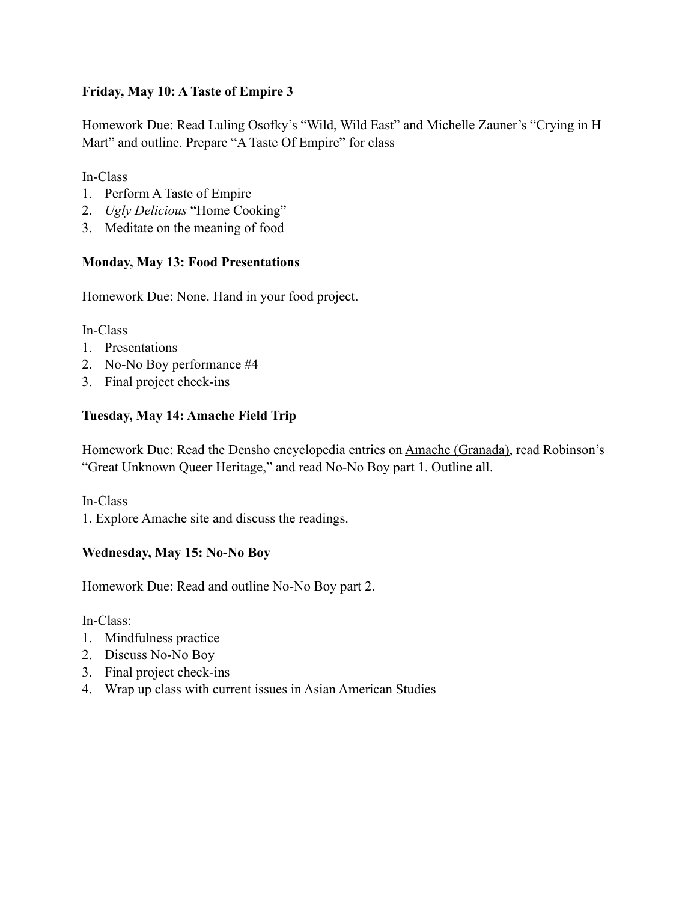**Friday, May 10: A Taste of Empire 3**

Homework Due: Read Luling Osofky's "Wild, Wild East" and Michelle Zauner's "Crying in H Mart" and outline. Prepare "A Taste Of Empire" for class

In-Class
1. Perform A Taste of Empire
2. *Ugly Delicious* "Home Cooking"
3. Meditate on the meaning of food

**Monday, May 13: Food Presentations**

Homework Due: None. Hand in your food project.

In-Class
1. Presentations
2. No-No Boy performance #4
3. Final project check-ins

**Tuesday, May 14: Amache Field Trip**

Homework Due: Read the Densho encyclopedia entries on Amache (Granada), read Robinson's "Great Unknown Queer Heritage," and read No-No Boy part 1. Outline all.

In-Class
1. Explore Amache site and discuss the readings.

**Wednesday, May 15: No-No Boy**

Homework Due: Read and outline No-No Boy part 2.

In-Class:
1. Mindfulness practice
2. Discuss No-No Boy
3. Final project check-ins
4. Wrap up class with current issues in Asian American Studies